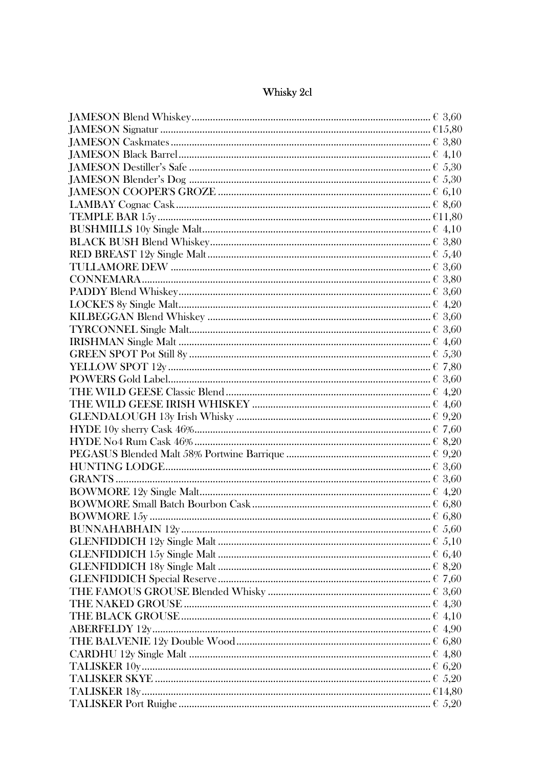# Whisky 2cl

| | |
|---|---|
| JAMESON Blend Whiskey | € 3,60 |
| JAMESON Signatur | €15,80 |
| JAMESON Caskmates | € 3,80 |
| JAMESON Black Barrel | € 4,10 |
| JAMESON Destiller's Safe | € 5,30 |
| JAMESON Blender's Dog | € 5,30 |
| JAMESON COOPER'S GROZE | € 6,10 |
| LAMBAY Cognac Cask | € 8,60 |
| TEMPLE BAR 15y | €11,80 |
| BUSHMILLS 10y Single Malt | € 4,10 |
| BLACK BUSH Blend Whiskey | € 3,80 |
| RED BREAST 12y Single Malt | € 5,40 |
| TULLAMORE DEW | € 3,60 |
| CONNEMARA | € 3,80 |
| PADDY Blend Whiskey | € 3,60 |
| LOCKE'S 8y Single Malt | € 4,20 |
| KILBEGGAN Blend Whiskey | € 3,60 |
| TYRCONNEL Single Malt | € 3,60 |
| IRISHMAN Single Malt | € 4,60 |
| GREEN SPOT Pot Still 8y | € 5,30 |
| YELLOW SPOT 12y | € 7,80 |
| POWERS Gold Label | € 3,60 |
| THE WILD GEESE Classic Blend | € 4,20 |
| THE WILD GEESE IRISH WHISKEY | € 4,60 |
| GLENDALOUGH 13y Irish Whisky | € 9,20 |
| HYDE 10y sherry Cask 46% | € 7,60 |
| HYDE No4 Rum Cask 46% | € 8,20 |
| PEGASUS Blended Malt 58% Portwine Barrique | € 9,20 |
| HUNTING LODGE | € 3,60 |
| GRANTS | € 3,60 |
| BOWMORE 12y Single Malt | € 4,20 |
| BOWMORE Small Batch Bourbon Cask | € 6,80 |
| BOWMORE 15y | € 6,80 |
| BUNNAHABHAIN 12y | € 5,60 |
| GLENFIDDICH 12y Single Malt | € 5,10 |
| GLENFIDDICH 15y Single Malt | € 6,40 |
| GLENFIDDICH 18y Single Malt | € 8,20 |
| GLENFIDDICH Special Reserve | € 7,60 |
| THE FAMOUS GROUSE Blended Whisky | € 3,60 |
| THE NAKED GROUSE | € 4,30 |
| THE BLACK GROUSE | € 4,10 |
| ABERFELDY 12y | € 4,90 |
| THE BALVENIE 12y Double Wood | € 6,80 |
| CARDHU 12y Single Malt | € 4,80 |
| TALISKER 10y | € 6,20 |
| TALISKER SKYE | € 5,20 |
| TALISKER 18y | €14,80 |
| TALISKER Port Ruighe | € 5,20 |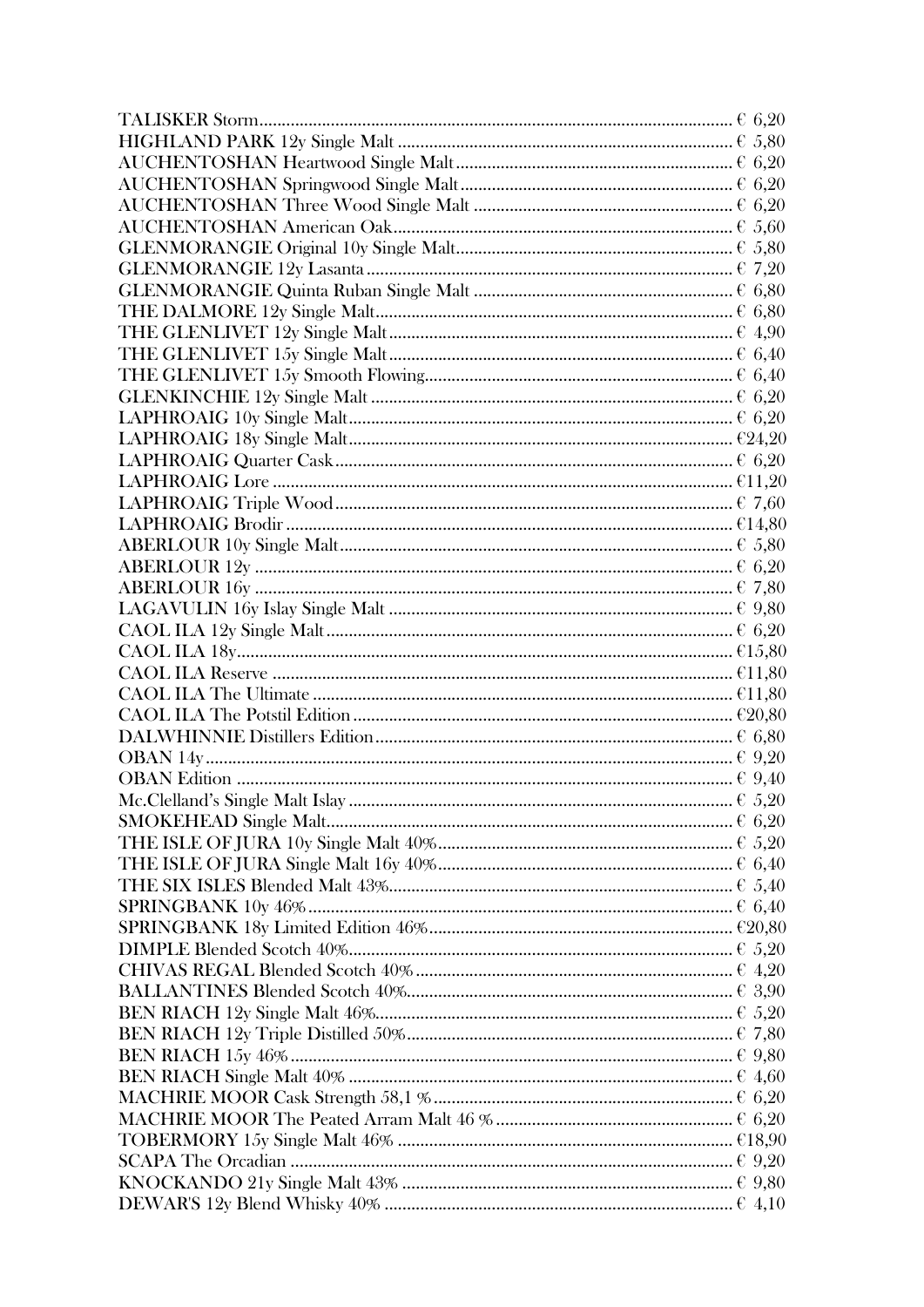| | |
|---|---|
| TALISKER Storm | € 6,20 |
| HIGHLAND PARK 12y Single Malt | € 5,80 |
| AUCHENTOSHAN Heartwood Single Malt | € 6,20 |
| AUCHENTOSHAN Springwood Single Malt | € 6,20 |
| AUCHENTOSHAN Three Wood Single Malt | € 6,20 |
| AUCHENTOSHAN American Oak | € 5,60 |
| GLENMORANGIE Original 10y Single Malt | € 5,80 |
| GLENMORANGIE 12y Lasanta | € 7,20 |
| GLENMORANGIE Quinta Ruban Single Malt | € 6,80 |
| THE DALMORE 12y Single Malt | € 6,80 |
| THE GLENLIVET 12y Single Malt | € 4,90 |
| THE GLENLIVET 15y Single Malt | € 6,40 |
| THE GLENLIVET 15y Smooth Flowing | € 6,40 |
| GLENKINCHIE 12y Single Malt | € 6,20 |
| LAPHROAIG 10y Single Malt | € 6,20 |
| LAPHROAIG 18y Single Malt | €24,20 |
| LAPHROAIG Quarter Cask | € 6,20 |
| LAPHROAIG Lore | €11,20 |
| LAPHROAIG Triple Wood | € 7,60 |
| LAPHROAIG Brodir | €14,80 |
| ABERLOUR 10y Single Malt | € 5,80 |
| ABERLOUR 12y | € 6,20 |
| ABERLOUR 16y | € 7,80 |
| LAGAVULIN 16y Islay Single Malt | € 9,80 |
| CAOL ILA 12y Single Malt | € 6,20 |
| CAOL ILA 18y | €15,80 |
| CAOL ILA Reserve | €11,80 |
| CAOL ILA The Ultimate | €11,80 |
| CAOL ILA The Potstil Edition | €20,80 |
| DALWHINNIE Distillers Edition | € 6,80 |
| OBAN 14y | € 9,20 |
| OBAN Edition | € 9,40 |
| Mc.Clelland's Single Malt Islay | € 5,20 |
| SMOKEHEAD Single Malt | € 6,20 |
| THE ISLE OF JURA 10y Single Malt 40% | € 5,20 |
| THE ISLE OF JURA Single Malt 16y 40% | € 6,40 |
| THE SIX ISLES Blended Malt 43% | € 5,40 |
| SPRINGBANK 10y 46% | € 6,40 |
| SPRINGBANK 18y Limited Edition 46% | €20,80 |
| DIMPLE Blended Scotch 40% | € 5,20 |
| CHIVAS REGAL Blended Scotch 40% | € 4,20 |
| BALLANTINES Blended Scotch 40% | € 3,90 |
| BEN RIACH 12y Single Malt 46% | € 5,20 |
| BEN RIACH 12y Triple Distilled 50% | € 7,80 |
| BEN RIACH 15y 46% | € 9,80 |
| BEN RIACH Single Malt 40% | € 4,60 |
| MACHRIE MOOR Cask Strength 58,1 % | € 6,20 |
| MACHRIE MOOR The Peated Arram Malt 46 % | € 6,20 |
| TOBERMORY 15y Single Malt 46% | €18,90 |
| SCAPA The Orcadian | € 9,20 |
| KNOCKANDO 21y Single Malt 43% | € 9,80 |
| DEWAR'S 12y Blend Whisky 40% | € 4,10 |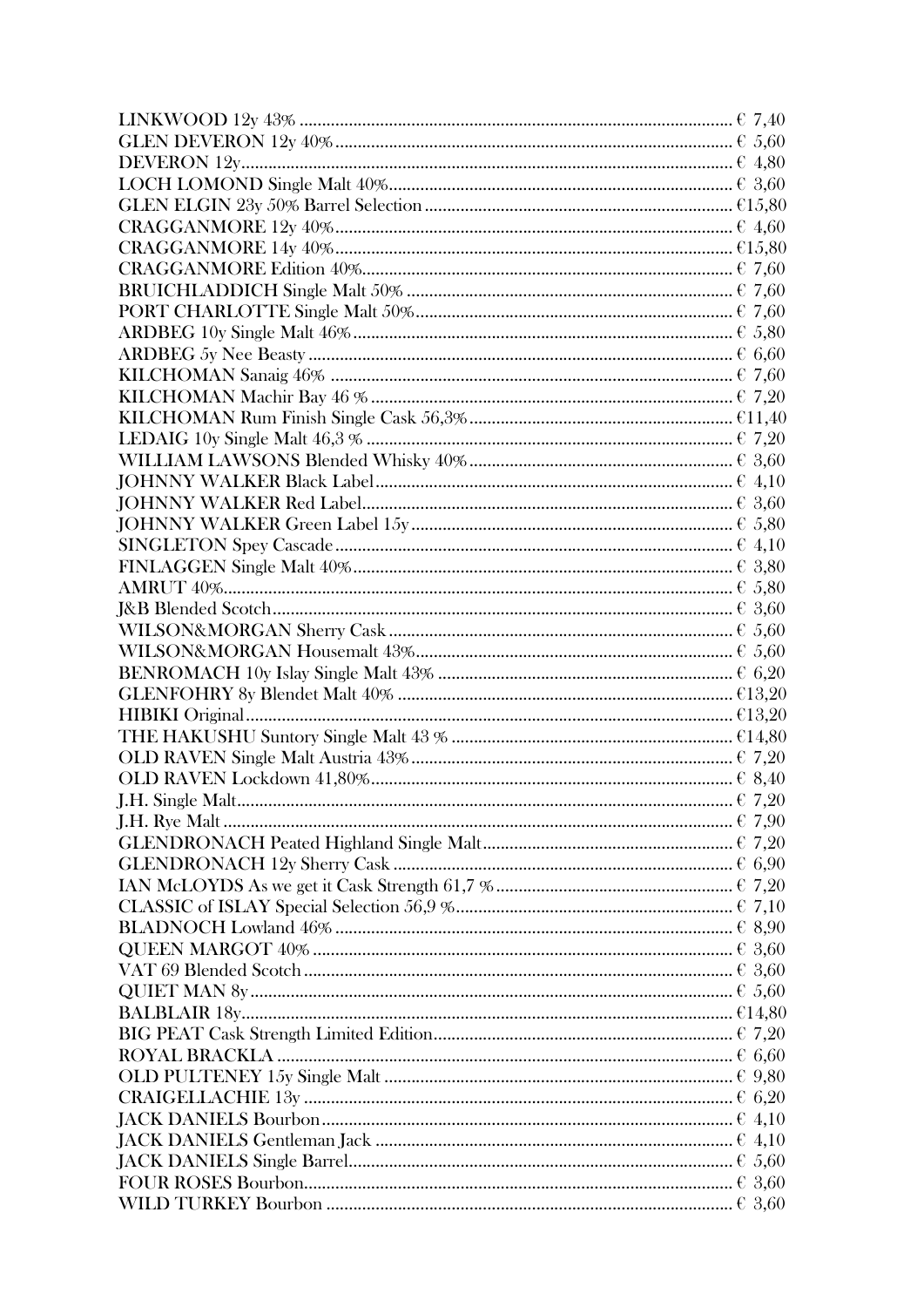| | |
|---|---|
| LINKWOOD 12y 43% | € 7,40 |
| GLEN DEVERON 12y 40% | € 5,60 |
| DEVERON 12y | € 4,80 |
| LOCH LOMOND Single Malt 40% | € 3,60 |
| GLEN ELGIN 23y 50% Barrel Selection | €15,80 |
| CRAGGANMORE 12y 40% | € 4,60 |
| CRAGGANMORE 14y 40% | €15,80 |
| CRAGGANMORE Edition 40% | € 7,60 |
| BRUICHLADDICH Single Malt 50% | € 7,60 |
| PORT CHARLOTTE Single Malt 50% | € 7,60 |
| ARDBEG 10y Single Malt 46% | € 5,80 |
| ARDBEG 5y Nee Beasty | € 6,60 |
| KILCHOMAN Sanaig 46% | € 7,60 |
| KILCHOMAN Machir Bay 46 % | € 7,20 |
| KILCHOMAN Rum Finish Single Cask 56,3% | €11,40 |
| LEDAIG 10y Single Malt 46,3 % | € 7,20 |
| WILLIAM LAWSONS Blended Whisky 40% | € 3,60 |
| JOHNNY WALKER Black Label | € 4,10 |
| JOHNNY WALKER Red Label | € 3,60 |
| JOHNNY WALKER Green Label 15y | € 5,80 |
| SINGLETON Spey Cascade | € 4,10 |
| FINLAGGEN Single Malt 40% | € 3,80 |
| AMRUT 40% | € 5,80 |
| J&B Blended Scotch | € 3,60 |
| WILSON&MORGAN Sherry Cask | € 5,60 |
| WILSON&MORGAN Housemalt 43% | € 5,60 |
| BENROMACH 10y Islay Single Malt 43% | € 6,20 |
| GLENFOHRY 8y Blendet Malt 40% | €13,20 |
| HIBIKI Original | €13,20 |
| THE HAKUSHU Suntory Single Malt 43 % | €14,80 |
| OLD RAVEN Single Malt Austria 43% | € 7,20 |
| OLD RAVEN Lockdown 41,80% | € 8,40 |
| J.H. Single Malt | € 7,20 |
| J.H. Rye Malt | € 7,90 |
| GLENDRONACH Peated Highland Single Malt | € 7,20 |
| GLENDRONACH 12y Sherry Cask | € 6,90 |
| IAN McLOYDS As we get it Cask Strength 61,7 % | € 7,20 |
| CLASSIC of ISLAY Special Selection 56,9 % | € 7,10 |
| BLADNOCH Lowland 46% | € 8,90 |
| QUEEN MARGOT 40% | € 3,60 |
| VAT 69 Blended Scotch | € 3,60 |
| QUIET MAN 8y | € 5,60 |
| BALBLAIR 18y | €14,80 |
| BIG PEAT Cask Strength Limited Edition | € 7,20 |
| ROYAL BRACKLA | € 6,60 |
| OLD PULTENEY 15y Single Malt | € 9,80 |
| CRAIGELLACHIE 13y | € 6,20 |
| JACK DANIELS Bourbon | € 4,10 |
| JACK DANIELS Gentleman Jack | € 4,10 |
| JACK DANIELS Single Barrel | € 5,60 |
| FOUR ROSES Bourbon | € 3,60 |
| WILD TURKEY Bourbon | € 3,60 |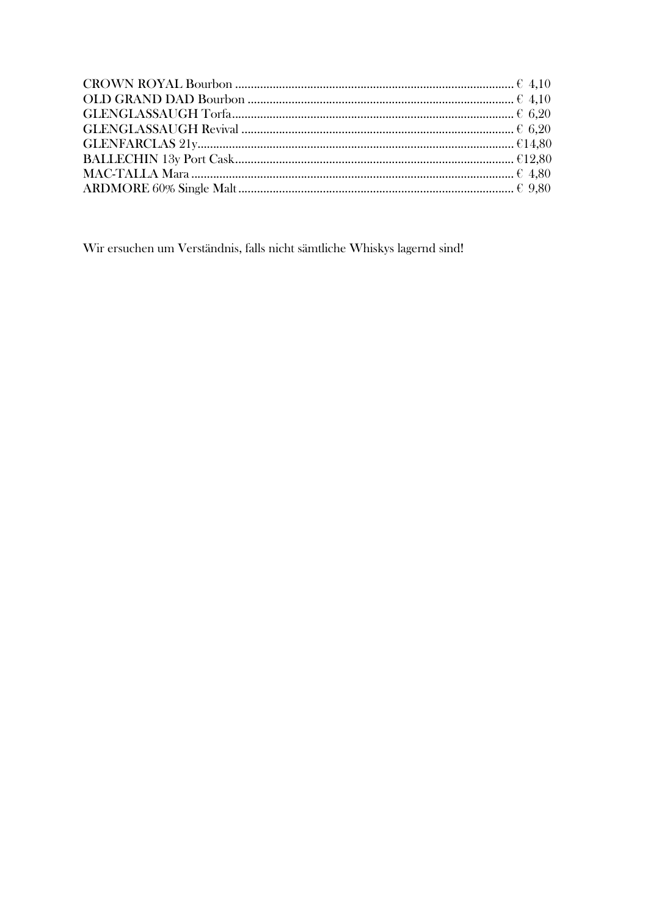CROWN ROYAL Bourbon ........................................................................................ € 4,10
OLD GRAND DAD Bourbon .................................................................................... € 4,10
GLENGLASSAUGH Torfa......................................................................................... € 6,20
GLENGLASSAUGH Revival ...................................................................................... € 6,20
GLENFARCLAS 21y.................................................................................................... €14,80
BALLECHIN 13y Port Cask........................................................................................ €12,80
MAC-TALLA Mara ....................................................................................................... € 4,80
ARDMORE 60% Single Malt ........................................................................................ € 9,80

Wir ersuchen um Verständnis, falls nicht sämtliche Whiskys lagernd sind!